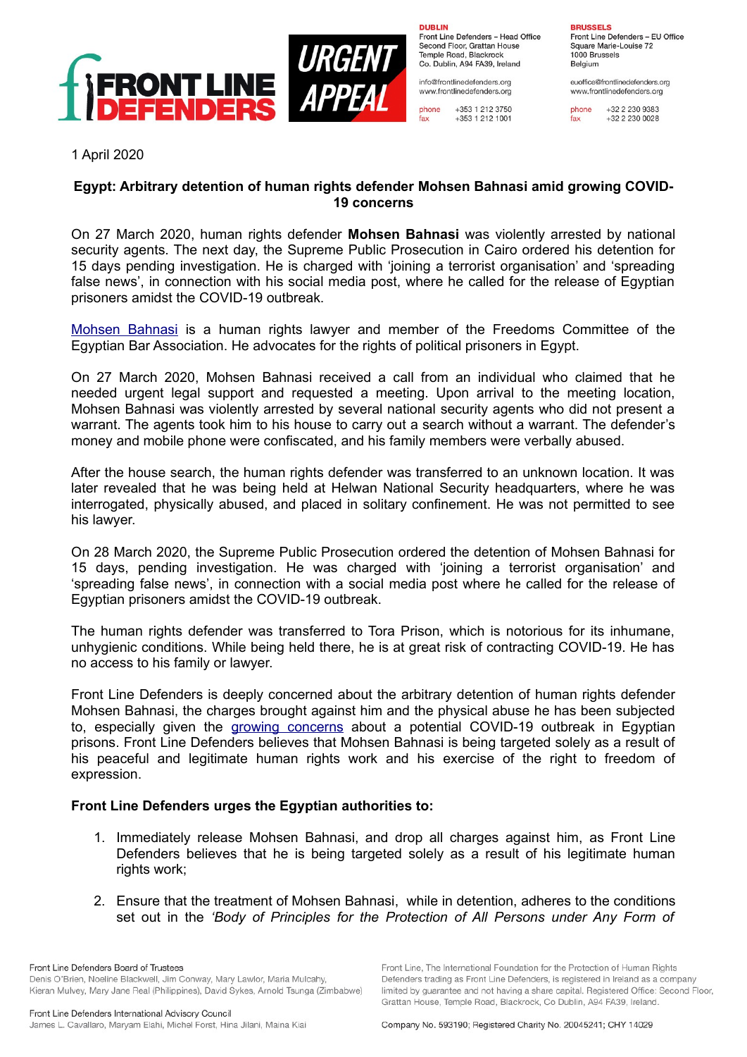1 April 2020

**Egypt: Arbitrary detention of human rights defender Mohsen Bahnasi amid growing COVID-19 concerns**

On 27 March 2020, human rights defender **Mohsen Bahnasi** was violently arrested by national security agents. The next day, the Supreme Public Prosecution in Cairo ordered his detention for 15 days pending investigation. He is charged with 'joining a terrorist organisation' and 'spreading false news', in connection with his social media post, where he called for the release of Egyptian prisoners amidst the COVID-19 outbreak.

Mohsen Bahnasi is a human rights lawyer and member of the Freedoms Committee of the Egyptian Bar Association. He advocates for the rights of political prisoners in Egypt.

On 27 March 2020, Mohsen Bahnasi received a call from an individual who claimed that he needed urgent legal support and requested a meeting. Upon arrival to the meeting location, Mohsen Bahnasi was violently arrested by several national security agents who did not present a warrant. The agents took him to his house to carry out a search without a warrant. The defender's money and mobile phone were confiscated, and his family members were verbally abused.

After the house search, the human rights defender was transferred to an unknown location. It was later revealed that he was being held at Helwan National Security headquarters, where he was interrogated, physically abused, and placed in solitary confinement. He was not permitted to see his lawyer.

On 28 March 2020, the Supreme Public Prosecution ordered the detention of Mohsen Bahnasi for 15 days, pending investigation. He was charged with 'joining a terrorist organisation' and 'spreading false news', in connection with a social media post where he called for the release of Egyptian prisoners amidst the COVID-19 outbreak.

The human rights defender was transferred to Tora Prison, which is notorious for its inhumane, unhygienic conditions. While being held there, he is at great risk of contracting COVID-19. He has no access to his family or lawyer.

Front Line Defenders is deeply concerned about the arbitrary detention of human rights defender Mohsen Bahnasi, the charges brought against him and the physical abuse he has been subjected to, especially given the growing concerns about a potential COVID-19 outbreak in Egyptian prisons. Front Line Defenders believes that Mohsen Bahnasi is being targeted solely as a result of his peaceful and legitimate human rights work and his exercise of the right to freedom of expression.

**Front Line Defenders urges the Egyptian authorities to:**

1. Immediately release Mohsen Bahnasi, and drop all charges against him, as Front Line Defenders believes that he is being targeted solely as a result of his legitimate human rights work;

2. Ensure that the treatment of Mohsen Bahnasi, while in detention, adheres to the conditions set out in the *'Body of Principles for the Protection of All Persons under Any Form of*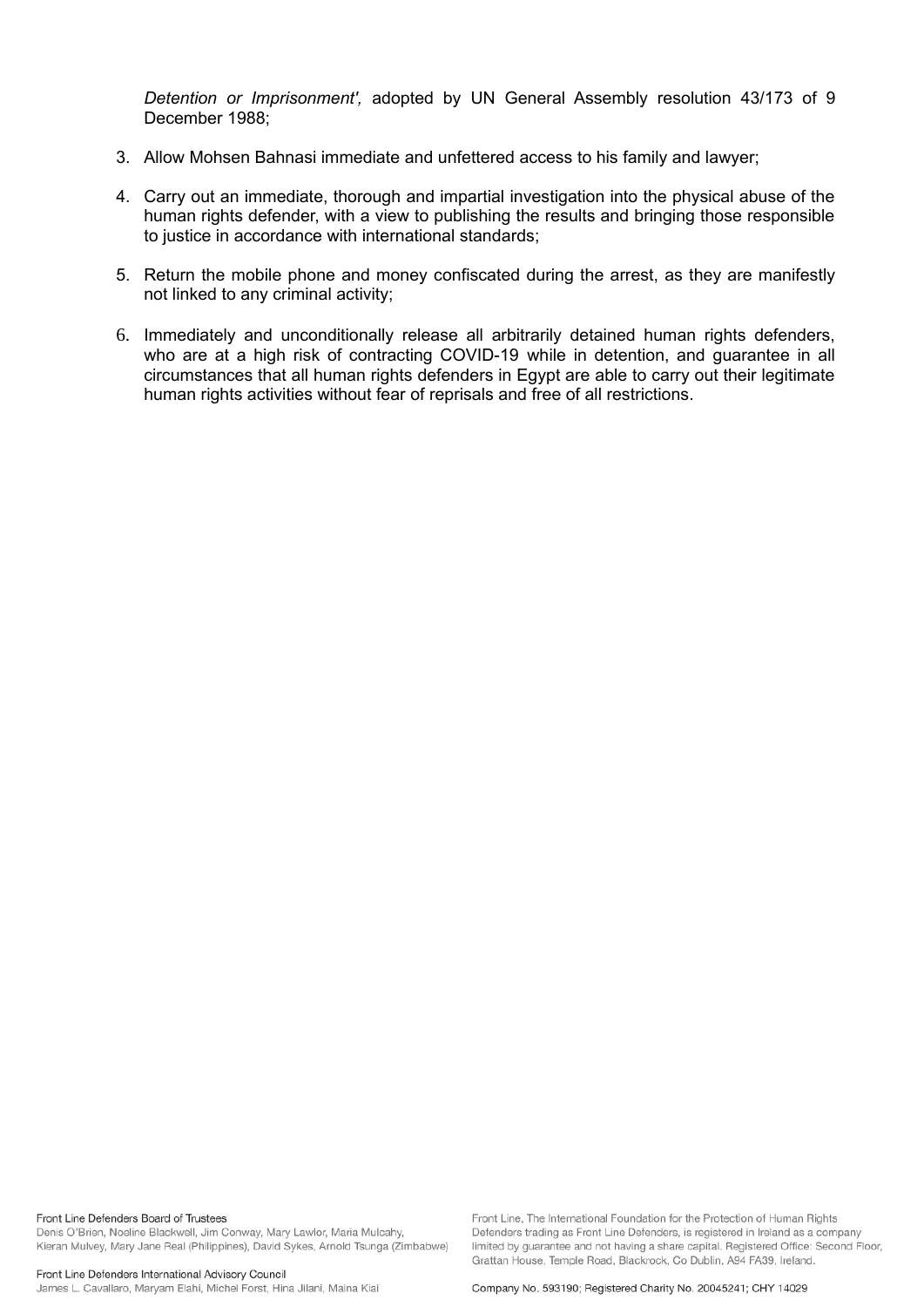*Detention or Imprisonment',* adopted by UN General Assembly resolution 43/173 of 9 December 1988;

3. Allow Mohsen Bahnasi immediate and unfettered access to his family and lawyer;

4. Carry out an immediate, thorough and impartial investigation into the physical abuse of the human rights defender, with a view to publishing the results and bringing those responsible to justice in accordance with international standards;

5. Return the mobile phone and money confiscated during the arrest, as they are manifestly not linked to any criminal activity;

6. Immediately and unconditionally release all arbitrarily detained human rights defenders, who are at a high risk of contracting COVID-19 while in detention, and guarantee in all circumstances that all human rights defenders in Egypt are able to carry out their legitimate human rights activities without fear of reprisals and free of all restrictions.

Front Line Defenders Board of Trustees
Denis O'Brien, Noeline Blackwell, Jim Conway, Mary Lawlor, Maria Mulcahy, Kieran Mulvey, Mary Jane Real (Philippines), David Sykes, Arnold Tsunga (Zimbabwe)

Front Line Defenders International Advisory Council
James L. Cavallaro, Maryam Elahi, Michel Forst, Hina Jilani, Maina Kiai

Front Line, The International Foundation for the Protection of Human Rights Defenders trading as Front Line Defenders, is registered in Ireland as a company limited by guarantee and not having a share capital. Registered Office: Second Floor, Grattan House, Temple Road, Blackrock, Co Dublin, A94 FA39, Ireland.

Company No. 593190; Registered Charity No. 20045241; CHY 14029